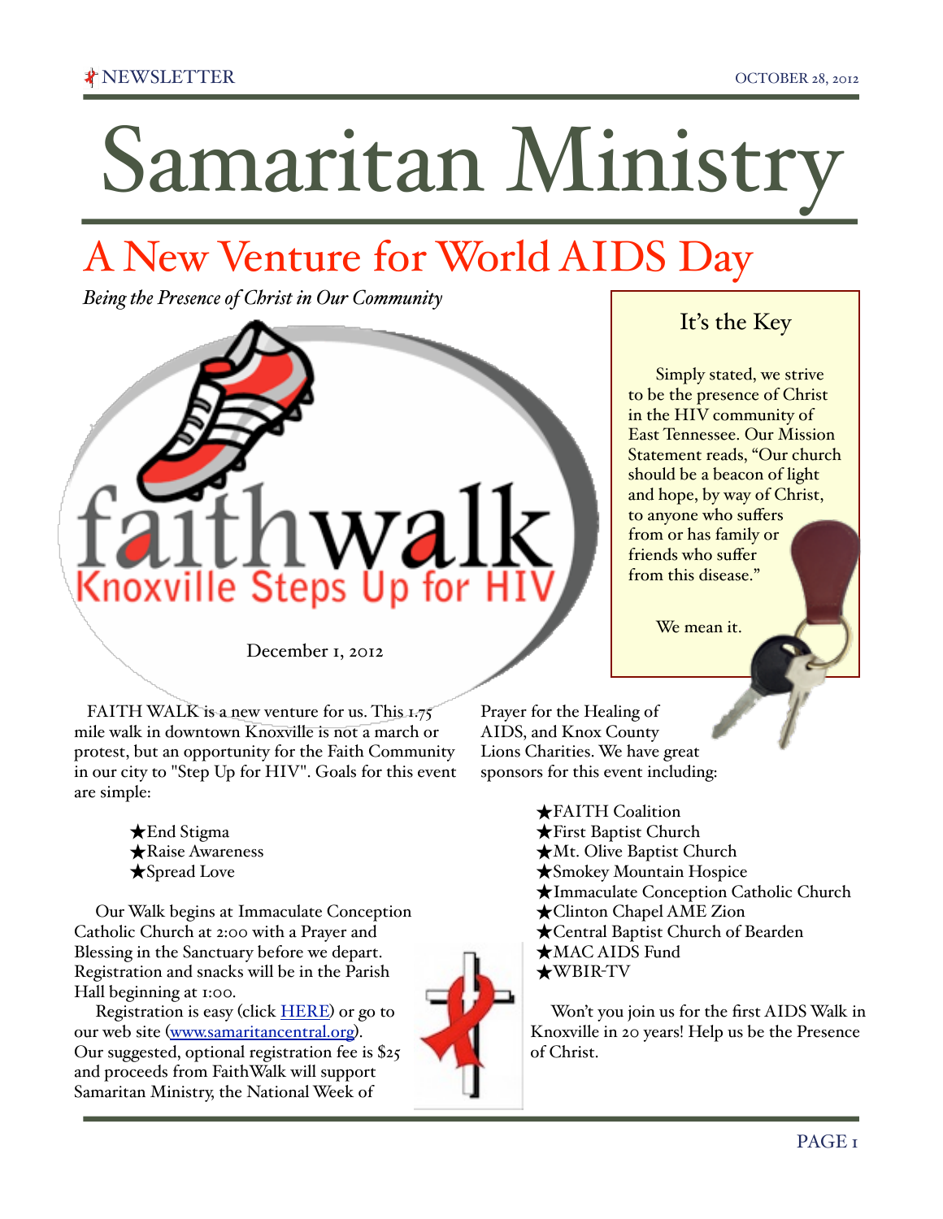# Samaritan Ministry

## A New Venture for World AIDS Day

*Being the Presence of Christ in Our Community*

faithwalk
Knoxville Steps Up for HIV

December 1, 2012

FAITH WALK is a new venture for us. This 1.75 mile walk in downtown Knoxville is not a march or protest, but an opportunity for the Faith Community in our city to "Step Up for HIV". Goals for this event are simple:

- ★End Stigma
- ★Raise Awareness
- ★Spread Love

Our Walk begins at Immaculate Conception Catholic Church at 2:00 with a Prayer and Blessing in the Sanctuary before we depart. Registration and snacks will be in the Parish Hall beginning at 1:00.

Registration is easy (click [HERE]) or go to our web site ([www.samaritancentral.org](www.samaritancentral.org)). Our suggested, optional registration fee is $25 and proceeds from FaithWalk will support Samaritan Ministry, the National Week of Prayer for the Healing of AIDS, and Knox County Lions Charities. We have great sponsors for this event including:

- ★FAITH Coalition
- ★First Baptist Church
- ★Mt. Olive Baptist Church
- ★Smokey Mountain Hospice
- ★Immaculate Conception Catholic Church
- ★Clinton Chapel AME Zion
- ★Central Baptist Church of Bearden
- ★MAC AIDS Fund
- ★WBIR-TV

Won't you join us for the first AIDS Walk in Knoxville in 20 years! Help us be the Presence of Christ.

### It's the Key

Simply stated, we strive to be the presence of Christ in the HIV community of East Tennessee. Our Mission Statement reads, "Our church should be a beacon of light and hope, by way of Christ, to anyone who suffers from or has family or friends who suffer from this disease."

We mean it.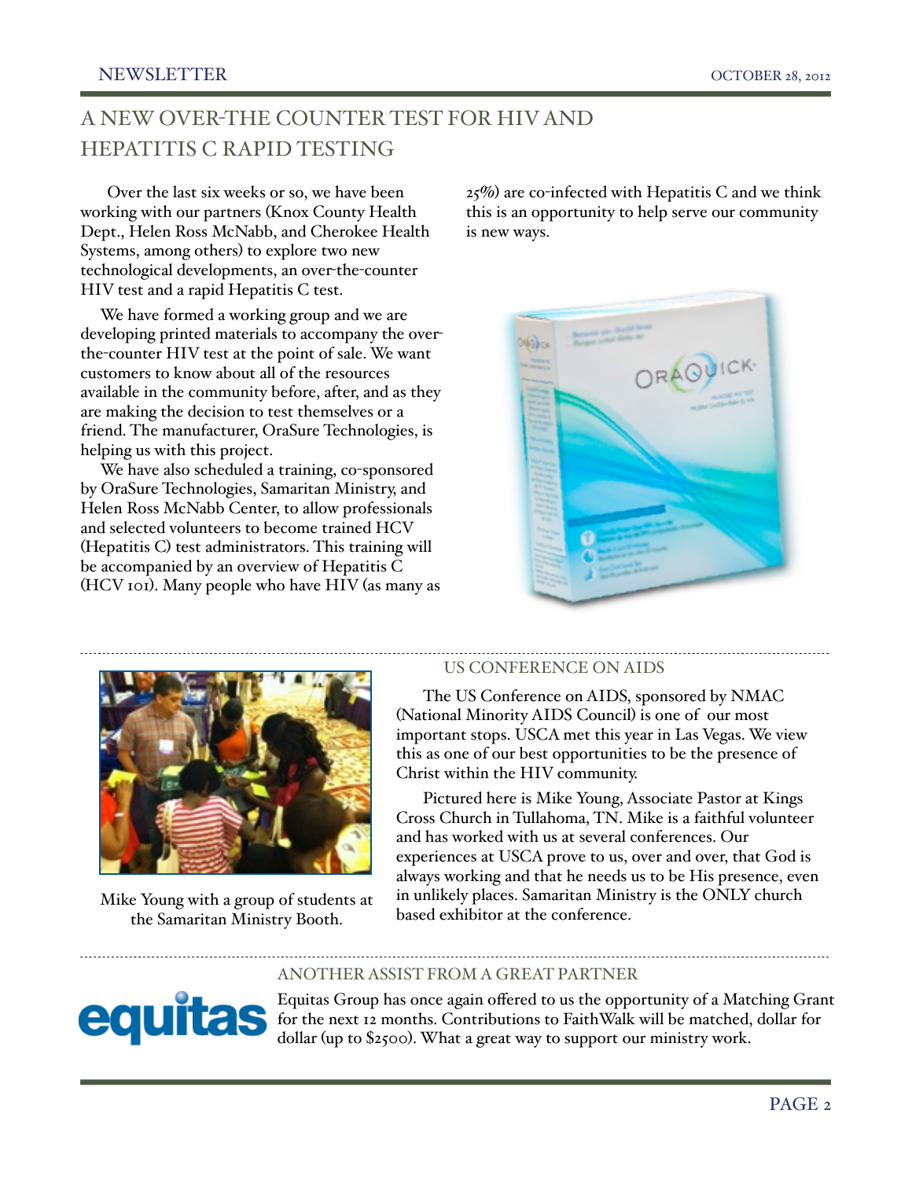## A NEW OVER-THE COUNTER TEST FOR HIV AND HEPATITIS C RAPID TESTING

Over the last six weeks or so, we have been working with our partners (Knox County Health Dept., Helen Ross McNabb, and Cherokee Health Systems, among others) to explore two new technological developments, an over-the-counter HIV test and a rapid Hepatitis C test.

We have formed a working group and we are developing printed materials to accompany the over-the-counter HIV test at the point of sale. We want customers to know about all of the resources available in the community before, after, and as they are making the decision to test themselves or a friend. The manufacturer, OraSure Technologies, is helping us with this project.

We have also scheduled a training, co-sponsored by OraSure Technologies, Samaritan Ministry, and Helen Ross McNabb Center, to allow professionals and selected volunteers to become trained HCV (Hepatitis C) test administrators. This training will be accompanied by an overview of Hepatitis C (HCV 101). Many people who have HIV (as many as 25%) are co-infected with Hepatitis C and we think this is an opportunity to help serve our community is new ways.

Mike Young with a group of students at the Samaritan Ministry Booth.

### US CONFERENCE ON AIDS

The US Conference on AIDS, sponsored by NMAC (National Minority AIDS Council) is one of our most important stops. USCA met this year in Las Vegas. We view this as one of our best opportunities to be the presence of Christ within the HIV community.

Pictured here is Mike Young, Associate Pastor at Kings Cross Church in Tullahoma, TN. Mike is a faithful volunteer and has worked with us at several conferences. Our experiences at USCA prove to us, over and over, that God is always working and that he needs us to be His presence, even in unlikely places. Samaritan Ministry is the ONLY church based exhibitor at the conference.

### ANOTHER ASSIST FROM A GREAT PARTNER

equitas

Equitas Group has once again offered to us the opportunity of a Matching Grant for the next 12 months. Contributions to FaithWalk will be matched, dollar for dollar (up to $2500). What a great way to support our ministry work.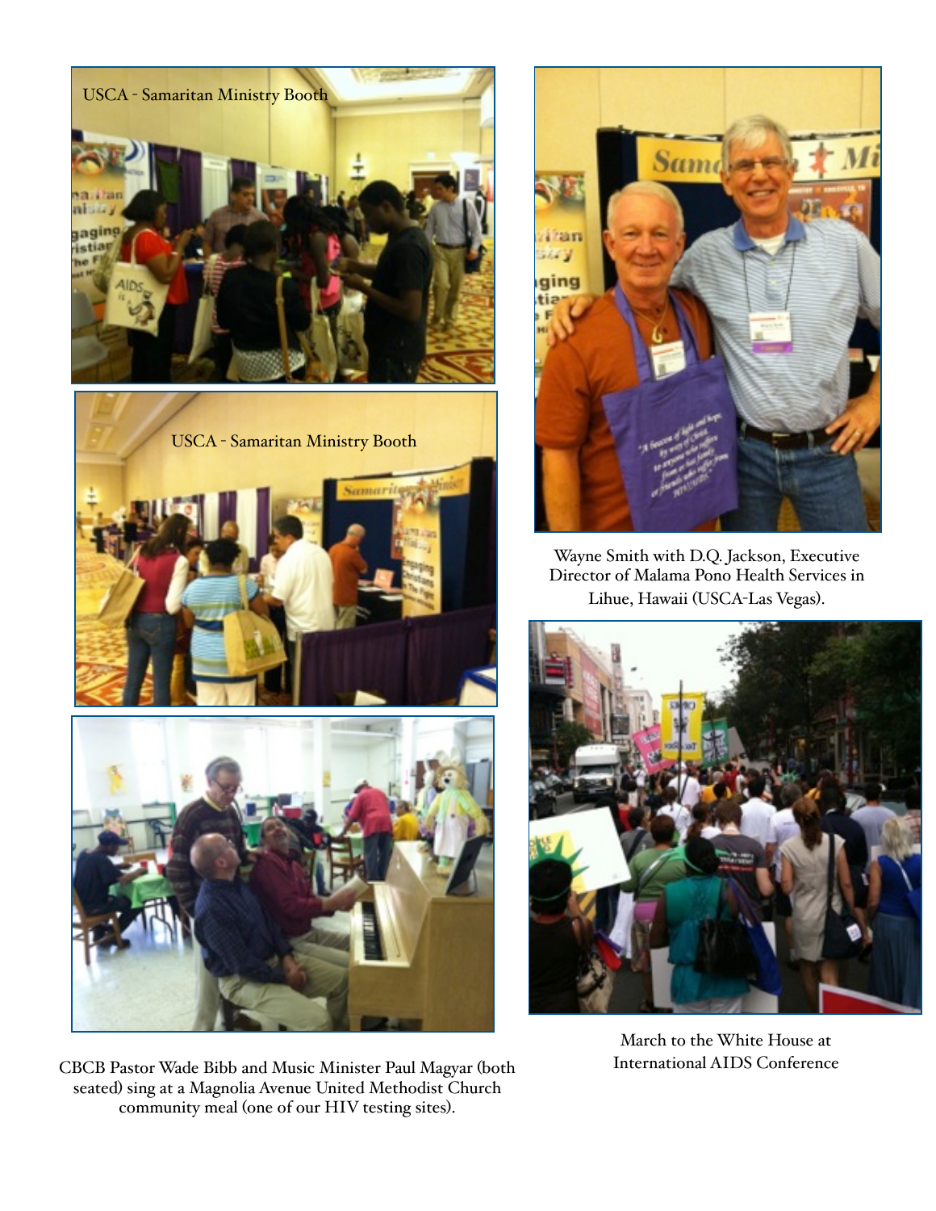USCA - Samaritan Ministry Booth

USCA - Samaritan Ministry Booth

CBCB Pastor Wade Bibb and Music Minister Paul Magyar (both seated) sing at a Magnolia Avenue United Methodist Church community meal (one of our HIV testing sites).

Wayne Smith with D.Q. Jackson, Executive Director of Malama Pono Health Services in Lihue, Hawaii (USCA-Las Vegas).

March to the White House at International AIDS Conference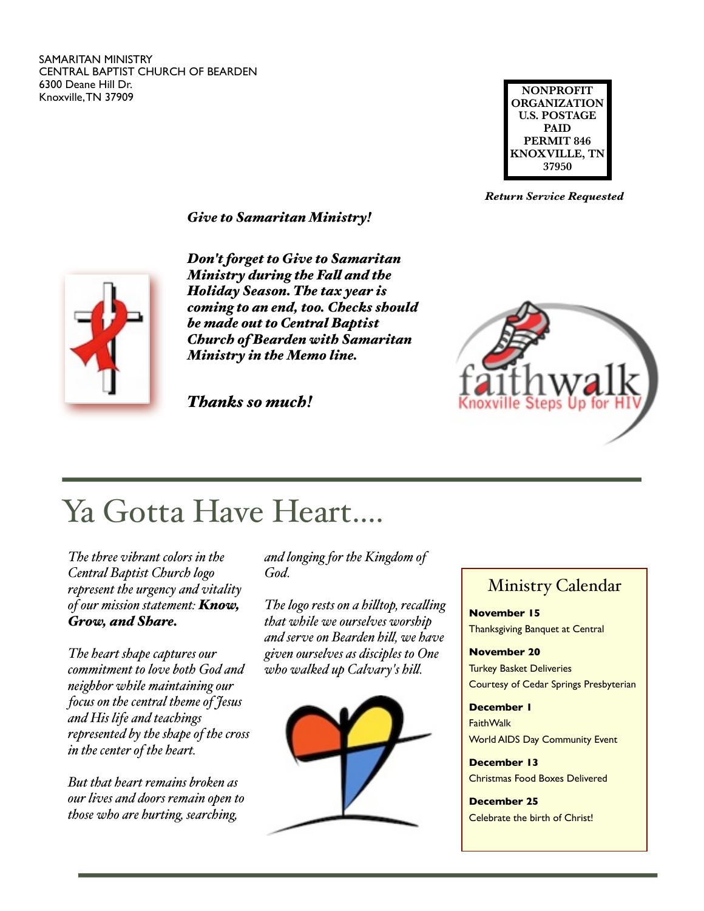SAMARITAN MINISTRY
CENTRAL BAPTIST CHURCH OF BEARDEN
6300 Deane Hill Dr.
Knoxville, TN 37909

NONPROFIT
ORGANIZATION
U.S. POSTAGE
PAID
PERMIT 846
KNOXVILLE, TN
37950

*Return Service Requested*

***Give to Samaritan Ministry!***

***Don't forget to Give to Samaritan Ministry during the Fall and the Holiday Season. The tax year is coming to an end, too. Checks should be made out to Central Baptist Church of Bearden with Samaritan Ministry in the Memo line.***

***Thanks so much!***

faithwalk
Knoxville Steps Up for HIV

# Ya Gotta Have Heart....

*The three vibrant colors in the Central Baptist Church logo represent the urgency and vitality of our mission statement:* ***Know, Grow, and Share.***

*The heart shape captures our commitment to love both God and neighbor while maintaining our focus on the central theme of Jesus and His life and teachings represented by the shape of the cross in the center of the heart.*

*But that heart remains broken as our lives and doors remain open to those who are hurting, searching, and longing for the Kingdom of God.*

*The logo rests on a hilltop, recalling that while we ourselves worship and serve on Bearden hill, we have given ourselves as disciples to One who walked up Calvary's hill.*

## Ministry Calendar

**November 15**
Thanksgiving Banquet at Central

**November 20**
Turkey Basket Deliveries
Courtesy of Cedar Springs Presbyterian

**December 1**
FaithWalk
World AIDS Day Community Event

**December 13**
Christmas Food Boxes Delivered

**December 25**
Celebrate the birth of Christ!